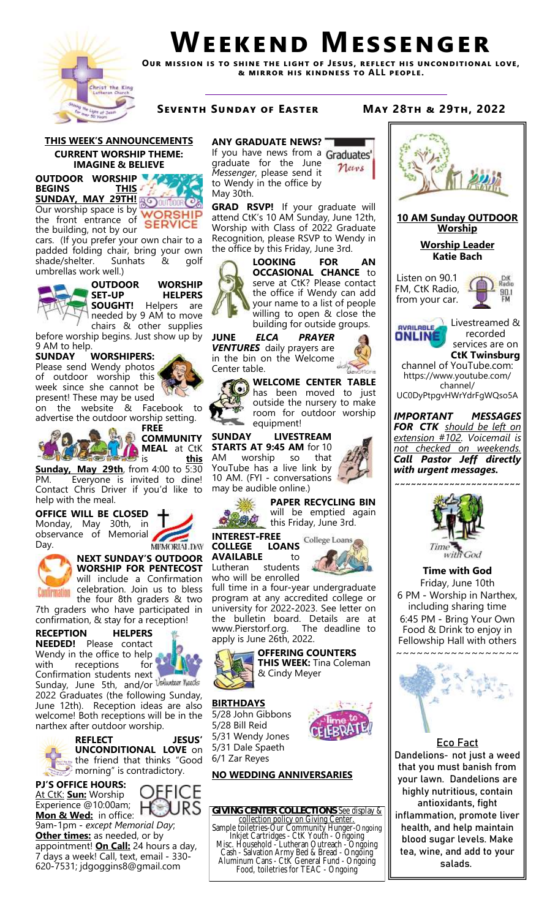# Weekend Messenger

**Our mission is to shine the light of Jesus, reflect his unconditional love, & mirror his kindness to ALL people.**

**Seventh Sunday of Easter** **May 28th & 29th, 2022**

## THIS WEEK'S ANNOUNCEMENTS

**CURRENT WORSHIP THEME: IMAGINE & BELIEVE**

**OUTDOOR WORSHIP BEGINS THIS SUNDAY, MAY 29TH!** Our worship space is by the front entrance of the building, not by our cars. (If you prefer your own chair to a padded folding chair, bring your own shade/shelter. Sunhats & golf umbrellas work well.)

**OUTDOOR WORSHIP SET-UP HELPERS SOUGHT!** Helpers are needed by 9 AM to move chairs & other supplies before worship begins. Just show up by 9 AM to help.

**SUNDAY WORSHIPERS:** Please send Wendy photos of outdoor worship this week since she cannot be present! These may be used on the website & Facebook to advertise the outdoor worship setting.

**FREE COMMUNITY MEAL** at CtK is **this Sunday, May 29th**, from 4:00 to 5:30 PM. Everyone is invited to dine! Contact Chris Driver if you'd like to help with the meal.

**OFFICE WILL BE CLOSED** Monday, May 30th, in observance of Memorial Day.

**NEXT SUNDAY'S OUTDOOR WORSHIP FOR PENTECOST** will include a Confirmation celebration. Join us to bless the four 8th graders & two 7th graders who have participated in confirmation, & stay for a reception!

**RECEPTION HELPERS NEEDED!** Please contact Wendy in the office to help with receptions for Confirmation students next Sunday, June 5th, and/or 2022 Graduates (the following Sunday, June 12th). Reception ideas are also welcome! Both receptions will be in the narthex after outdoor worship.

**REFLECT JESUS' UNCONDITIONAL LOVE** on the friend that thinks "Good morning" is contradictory.

**PJ'S OFFICE HOURS:**
At CtK: **Sun:** Worship Experience @10:00am;
**Mon & Wed:** in office: 9am-1pm - *except Memorial Day*;
**Other times:** as needed, or by appointment! **On Call:** 24 hours a day, 7 days a week! Call, text, email - 330-620-7531; jdgoggins8@gmail.com

**ANY GRADUATE NEWS?** If you have news from a graduate for the June *Messenger*, please send it to Wendy in the office by May 30th.

**GRAD RSVP!** If your graduate will attend CtK's 10 AM Sunday, June 12th, Worship with Class of 2022 Graduate Recognition, please RSVP to Wendy in the office by this Friday, June 3rd.

**LOOKING FOR AN OCCASIONAL CHANCE** to serve at CtK? Please contact the office if Wendy can add your name to a list of people willing to open & close the building for outside groups.

**JUNE *ELCA PRAYER VENTURES*** daily prayers are in the bin on the Welcome Center table.

**WELCOME CENTER TABLE** has been moved to just outside the nursery to make room for outdoor worship equipment!

**SUNDAY LIVESTREAM STARTS AT 9:45 AM** for 10 AM worship so that YouTube has a live link by 10 AM. (FYI - conversations may be audible online.)

**PAPER RECYCLING BIN** will be emptied again this Friday, June 3rd.

**INTEREST-FREE COLLEGE LOANS AVAILABLE** to Lutheran students who will be enrolled full time in a four-year undergraduate program at any accredited college or university for 2022-2023. See letter on the bulletin board. Details are at www.Pierstorf.org. The deadline to apply is June 26th, 2022.

**OFFERING COUNTERS THIS WEEK:** Tina Coleman & Cindy Meyer

**BIRTHDAYS**
5/28 John Gibbons
5/28 Bill Reid
5/31 Wendy Jones
5/31 Dale Spaeth
6/1 Zar Reyes

**NO WEDDING ANNIVERSARIES**

**GIVING CENTER COLLECTIONS** See display & collection policy on Giving Center.
Sample toiletries-Our Community Hunger-Ongoing
Inkjet Cartridges - CtK Youth - Ongoing
Misc. Household - Lutheran Outreach - Ongoing
Cash - Salvation Army Bed & Bread - Ongoing
Aluminum Cans - CtK General Fund - Ongoing
Food, toiletries for TEAC - Ongoing

**10 AM Sunday OUTDOOR Worship**

**Worship Leader**
**Katie Bach**

Listen on 90.1 FM, CtK Radio, from your car.

Livestreamed & recorded services are on **CtK Twinsburg** channel of YouTube.com: https://www.youtube.com/channel/UC0DyPtpgvHWrYdrFgWQso5A

***IMPORTANT MESSAGES FOR CTK** should be left on extension #102. Voicemail is not checked on weekends. **Call Pastor Jeff directly with urgent messages.***

**Time with God**
Friday, June 10th
6 PM - Worship in Narthex, including sharing time
6:45 PM - Bring Your Own Food & Drink to enjoy in Fellowship Hall with others

**Eco Fact**
Dandelions- not just a weed that you must banish from your lawn. Dandelions are highly nutritious, contain antioxidants, fight inflammation, promote liver health, and help maintain blood sugar levels. Make tea, wine, and add to your salads.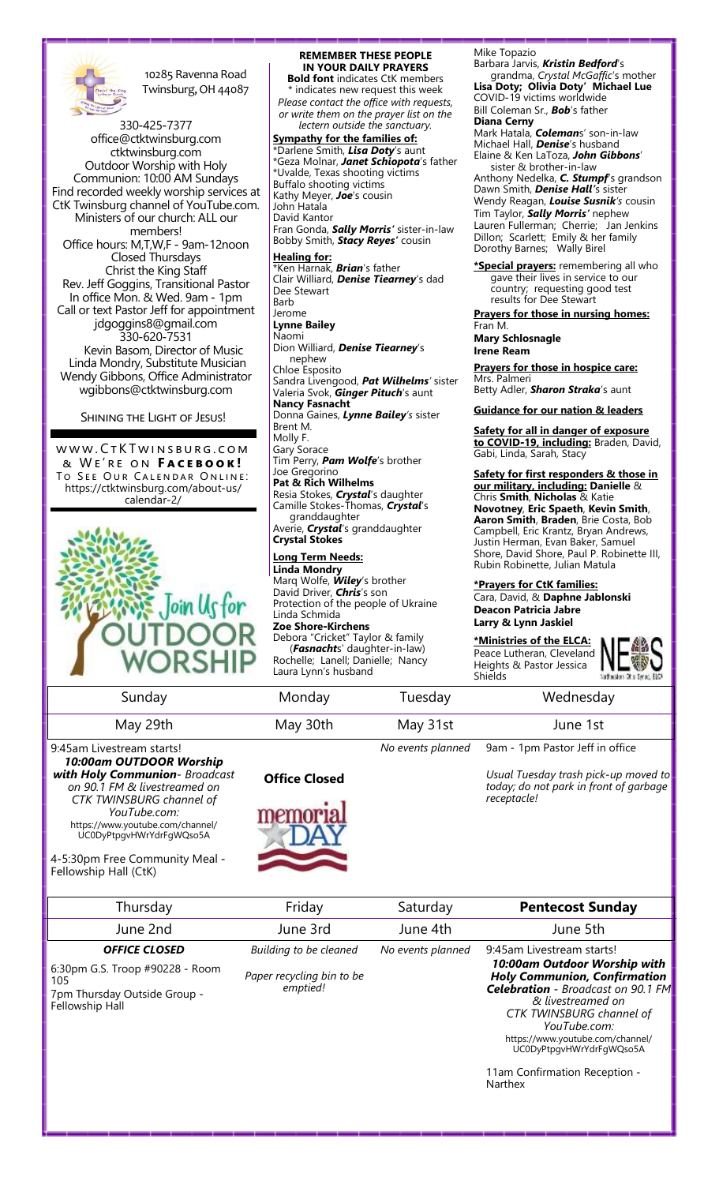10285 Ravenna Road
Twinsburg, OH 44087

330-425-7377
office@ctktwinsburg.com
ctktwinsburg.com
Outdoor Worship with Holy Communion: 10:00 AM Sundays
Find recorded weekly worship services at CtK Twinsburg channel of YouTube.com.
Ministers of our church: ALL our members!
Office hours: M,T,W,F - 9am-12noon
Closed Thursdays

Christ the King Staff
Rev. Jeff Goggins, Transitional Pastor
In office Mon. & Wed. 9am - 1pm
Call or text Pastor Jeff for appointment
jdgoggins8@gmail.com
330-620-7531
Kevin Basom, Director of Music
Linda Mondry, Substitute Musician
Wendy Gibbons, Office Administrator
wgibbons@ctktwinsburg.com

SHINING THE LIGHT OF JESUS!

WWW.CTKTWINSBURG.COM
& WE'RE ON **FACEBOOK!**
TO SEE OUR CALENDAR ONLINE:
https://ctktwinsburg.com/about-us/calendar-2/

Join Us for OUTDOOR WORSHIP

## REMEMBER THESE PEOPLE IN YOUR DAILY PRAYERS

**Bold font** indicates CtK members
* indicates new request this week
*Please contact the office with requests, or write them on the prayer list on the lectern outside the sanctuary.*

**Sympathy for the families of:**
*Darlene Smith, ***Lisa Doty***'s aunt
*Geza Molnar, ***Janet Schiopota***'s father
*Uvalde, Texas shooting victims
Buffalo shooting victims
Kathy Meyer, ***Joe***'s cousin
John Hatala
David Kantor
Fran Gonda, ***Sally Morris'*** sister-in-law
Bobby Smith, ***Stacy Reyes'*** cousin

**Healing for:**
*Ken Harnak, ***Brian***'s father
Clair Williard, ***Denise Tiearney***'s dad
Dee Stewart
Barb
Jerome
**Lynne Bailey**
Naomi
Dion Williard, ***Denise Tiearney***'s nephew
Chloe Esposito
Sandra Livengood, ***Pat Wilhelms'*** sister
Valeria Svok, ***Ginger Pituch***'s aunt
**Nancy Fasnacht**
Donna Gaines, ***Lynne Bailey's*** sister
Brent M.
Molly F.
Gary Sorace
Tim Perry, ***Pam Wolfe***'s brother
Joe Gregorino
**Pat & Rich Wilhelms**
Resia Stokes, ***Crystal***'s daughter
Camille Stokes-Thomas, ***Crystal***'s granddaughter
Averie, ***Crystal***'s granddaughter
**Crystal Stokes**

**Long Term Needs:**
**Linda Mondry**
Marq Wolfe, ***Wiley***'s brother
David Driver, ***Chris***'s son
Protection of the people of Ukraine
Linda Schmida
**Zoe Shore-Kirchens**
Debora "Cricket" Taylor & family (***Fasnacht***s' daughter-in-law)
Rochelle; Lanell; Danielle; Nancy
Laura Lynn's husband
Mike Topazio
Barbara Jarvis, ***Kristin Bedford***'s grandma, *Crystal McGaffic*'s mother
**Lisa Doty; Olivia Doty' Michael Lue**
COVID-19 victims worldwide
Bill Coleman Sr., ***Bob***'s father
**Diana Cerny**
Mark Hatala, ***Coleman***s' son-in-law
Michael Hall, ***Denise***'s husband
Elaine & Ken LaToza, ***John Gibbons***' sister & brother-in-law
Anthony Nedelka, ***C. Stumpf***'s grandson
Dawn Smith, ***Denise Hall***'s sister
Wendy Reagan, ***Louise Susnik***'s cousin
Tim Taylor, ***Sally Morris'*** nephew
Lauren Fullerman; Cherrie; Jan Jenkins
Dillon; Scarlett; Emily & her family
Dorothy Barnes; Wally Birel

**\*Special prayers:** remembering all who gave their lives in service to our country; requesting good test results for Dee Stewart

**Prayers for those in nursing homes:**
Fran M.
**Mary Schlosnagle**
**Irene Ream**

**Prayers for those in hospice care:**
Mrs. Palmeri
Betty Adler, ***Sharon Straka***'s aunt

**Guidance for our nation & leaders**

**Safety for all in danger of exposure to COVID-19, including:** Braden, David, Gabi, Linda, Sarah, Stacy

**Safety for first responders & those in our military, including: Danielle** & Chris **Smith**, **Nicholas** & Katie **Novotney**, **Eric Spaeth**, **Kevin Smith**, **Aaron Smith**, **Braden**, Brie Costa, Bob Campbell, Eric Krantz, Bryan Andrews, Justin Herman, Evan Baker, Samuel Shore, David Shore, Paul P. Robinette III, Rubin Robinette, Julian Matula

**\*Prayers for CtK families:**
Cara, David, & **Daphne Jablonski**
**Deacon Patricia Jabre**
**Larry & Lynn Jaskiel**

**\*Ministries of the ELCA:**
Peace Lutheran, Cleveland Heights & Pastor Jessica Shields

| Sunday | Monday | Tuesday | Wednesday |
|---|---|---|---|
| May 29th | May 30th | May 31st | June 1st |
| 9:45am Livestream starts! ***10:00am OUTDOOR Worship with Holy Communion***- *Broadcast on 90.1 FM & livestreamed on CTK TWINSBURG channel of YouTube.com:* https://www.youtube.com/channel/UC0DyPtpgvHWrYdrFgWQso5A<br>4-5:30pm Free Community Meal - Fellowship Hall (CtK) | **Office Closed**<br>memorial DAY | *No events planned* | 9am - 1pm Pastor Jeff in office<br>*Usual Tuesday trash pick-up moved to today; do not park in front of garbage receptacle!* |

| Thursday | Friday | Saturday | **Pentecost Sunday** |
|---|---|---|---|
| June 2nd | June 3rd | June 4th | June 5th |
| ***OFFICE CLOSED***<br>6:30pm G.S. Troop #90228 - Room 105<br>7pm Thursday Outside Group - Fellowship Hall | *Building to be cleaned*<br>*Paper recycling bin to be emptied!* | *No events planned* | 9:45am Livestream starts! ***10:00am Outdoor Worship with Holy Communion, Confirmation Celebration*** *- Broadcast on 90.1 FM & livestreamed on CTK TWINSBURG channel of YouTube.com:* https://www.youtube.com/channel/UC0DyPtpgvHWrYdrFgWQso5A<br>11am Confirmation Reception - Narthex |